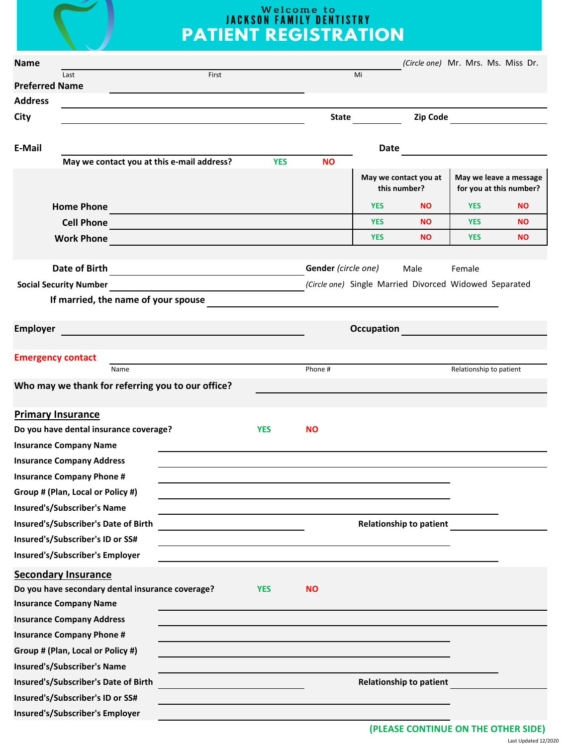Welcome to

JACKSON FAMILY DENTISTRY

# PATIENT REGISTRATION

**Name** ______________________________________________ *(Circle one)* Mr. Mrs. Ms. Miss Dr.

Last First Mi

**Preferred Name** ____________________

**Address** ______________________________________________

**City** ____________________ **State** __________ **Zip Code** __________

**E-Mail** ____________________ **Date** __________

**May we contact you at this e-mail address?** YES NO

| | May we contact you at this number? | | May we leave a message for you at this number? | |
|---|---|---|---|---|
| **Home Phone** ____________ | YES | NO | YES | NO |
| **Cell Phone** ____________ | YES | NO | YES | NO |
| **Work Phone** ____________ | YES | NO | YES | NO |

**Date of Birth** ____________________ **Gender** *(circle one)* Male Female

**Social Security Number** ____________________ *(Circle one)* Single Married Divorced Widowed Separated

**If married, the name of your spouse** ____________________

**Employer** ____________________ **Occupation** ____________________

**Emergency contact** ______________________________________________

Name Phone # Relationship to patient

**Who may we thank for referring you to our office?** ____________________

## Primary Insurance

**Do you have dental insurance coverage?** YES NO

**Insurance Company Name** ____________________

**Insurance Company Address** ____________________

**Insurance Company Phone #** ____________________

**Group # (Plan, Local or Policy #)** ____________________

**Insured's/Subscriber's Name** ____________________

**Insured's/Subscriber's Date of Birth** ____________________ **Relationship to patient** __________

**Insured's/Subscriber's ID or SS#** ____________________

**Insured's/Subscriber's Employer** ____________________

## Secondary Insurance

**Do you have secondary dental insurance coverage?** YES NO

**Insurance Company Name** ____________________

**Insurance Company Address** ____________________

**Insurance Company Phone #** ____________________

**Group # (Plan, Local or Policy #)** ____________________

**Insured's/Subscriber's Name** ____________________

**Insured's/Subscriber's Date of Birth** ____________________ **Relationship to patient** __________

**Insured's/Subscriber's ID or SS#** ____________________

**Insured's/Subscriber's Employer** ____________________

**(PLEASE CONTINUE ON THE OTHER SIDE)**

Last Updated 12/2020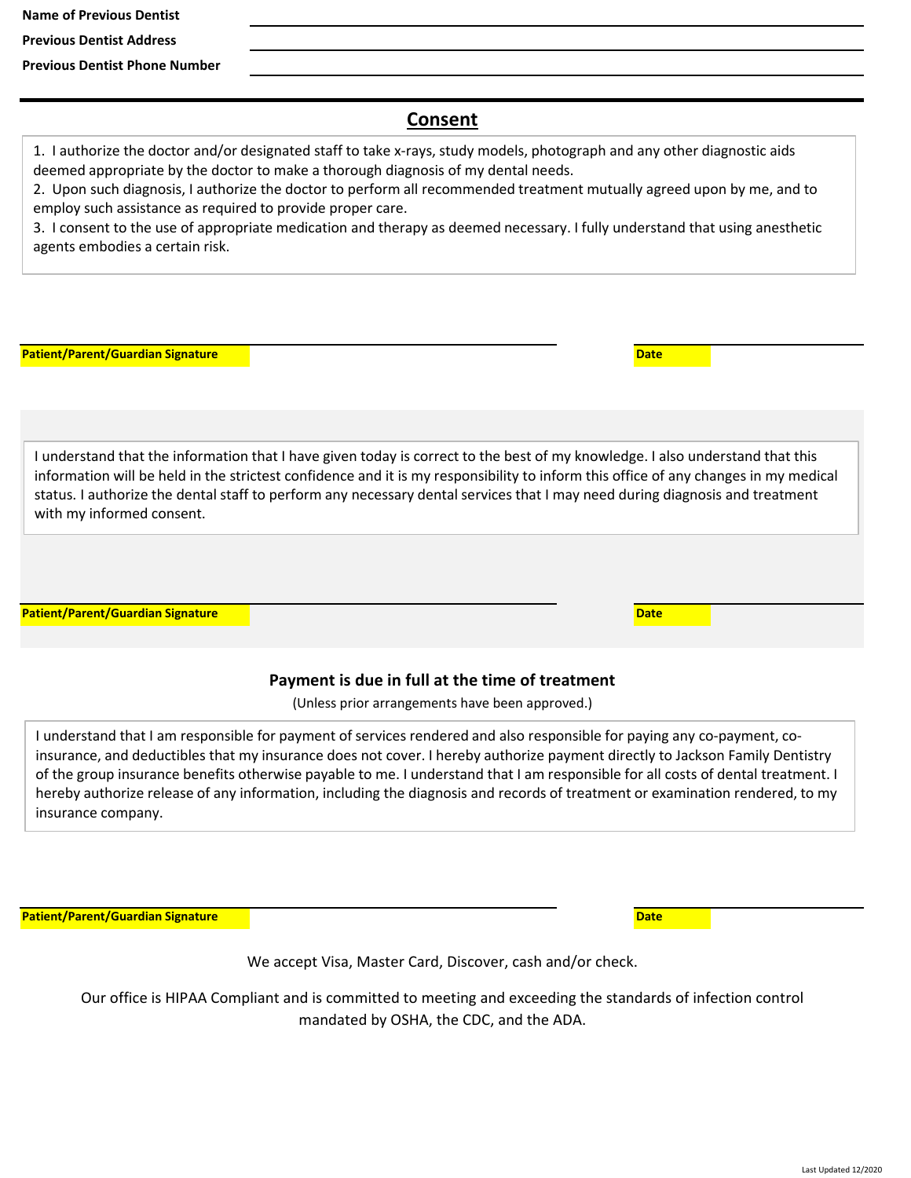**Name of Previous Dentist** ______________________________

**Previous Dentist Address** ______________________________

**Previous Dentist Phone Number** ______________________________

## Consent

1. I authorize the doctor and/or designated staff to take x-rays, study models, photograph and any other diagnostic aids deemed appropriate by the doctor to make a thorough diagnosis of my dental needs.
2. Upon such diagnosis, I authorize the doctor to perform all recommended treatment mutually agreed upon by me, and to employ such assistance as required to provide proper care.
3. I consent to the use of appropriate medication and therapy as deemed necessary. I fully understand that using anesthetic agents embodies a certain risk.

**Patient/Parent/Guardian Signature** ______________________________ **Date** ____________

I understand that the information that I have given today is correct to the best of my knowledge. I also understand that this information will be held in the strictest confidence and it is my responsibility to inform this office of any changes in my medical status. I authorize the dental staff to perform any necessary dental services that I may need during diagnosis and treatment with my informed consent.

**Patient/Parent/Guardian Signature** ______________________________ **Date** ____________

### Payment is due in full at the time of treatment

(Unless prior arrangements have been approved.)

I understand that I am responsible for payment of services rendered and also responsible for paying any co-payment, co-insurance, and deductibles that my insurance does not cover. I hereby authorize payment directly to Jackson Family Dentistry of the group insurance benefits otherwise payable to me. I understand that I am responsible for all costs of dental treatment. I hereby authorize release of any information, including the diagnosis and records of treatment or examination rendered, to my insurance company.

**Patient/Parent/Guardian Signature** ______________________________ **Date** ____________

We accept Visa, Master Card, Discover, cash and/or check.

Our office is HIPAA Compliant and is committed to meeting and exceeding the standards of infection control mandated by OSHA, the CDC, and the ADA.

Last Updated 12/2020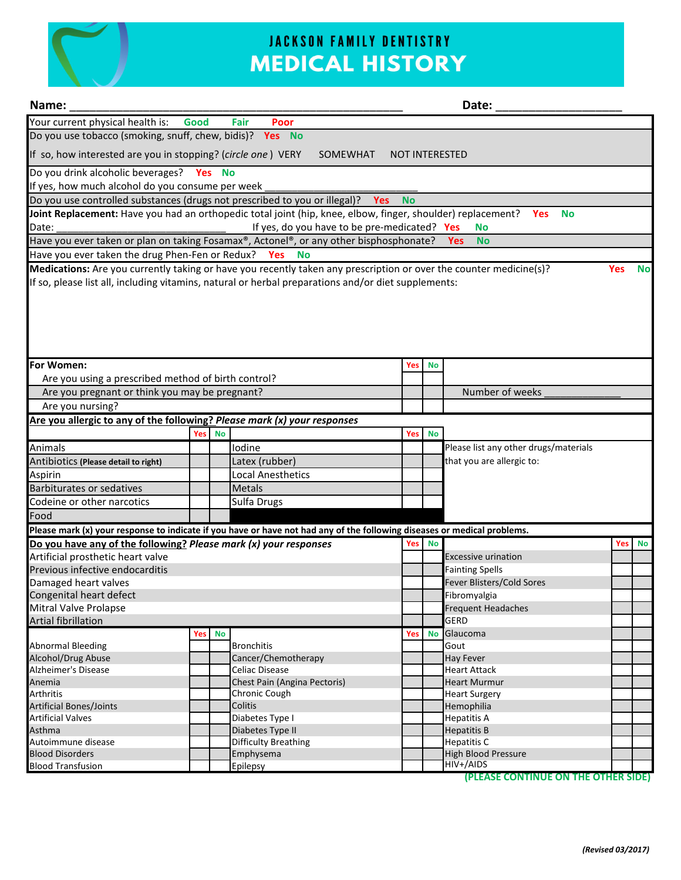# JACKSON FAMILY DENTISTRY
# MEDICAL HISTORY

**Name:** ___________________________________________________ **Date:** ___________________

Your current physical health is: **Good** **Fair** **Poor**

Do you use tobacco (smoking, snuff, chew, bidis)? **Yes** **No**

If so, how interested are you in stopping? (*circle one* ) VERY SOMEWHAT NOT INTERESTED

Do you drink alcoholic beverages? **Yes** **No**

If yes, how much alcohol do you consume per week ___________________________

Do you use controlled substances (drugs not prescribed to you or illegal)? **Yes** **No**

**Joint Replacement:** Have you had an orthopedic total joint (hip, knee, elbow, finger, shoulder) replacement? **Yes** **No**

Date: ______________________________ If yes, do you have to be pre-medicated? **Yes** **No**

Have you ever taken or plan on taking Fosamax®, Actonel®, or any other bisphosphonate? **Yes** **No**

Have you ever taken the drug Phen-Fen or Redux? **Yes** **No**

**Medications:** Are you currently taking or have you recently taken any prescription or over the counter medicine(s)? **Yes** **No**

If so, please list all, including vitamins, natural or herbal preparations and/or diet supplements:

| **For Women:** | **Yes** | **No** | |
|---|---|---|---|
| Are you using a prescribed method of birth control? | | | |
| Are you pregnant or think you may be pregnant? | | | Number of weeks _____________ |
| Are you nursing? | | | |

**Are you allergic to any of the following?** ***Please mark (x) your responses***

| | **Yes** | **No** | | **Yes** | **No** | |
|---|---|---|---|---|---|---|
| Animals | | | Iodine | | | Please list any other drugs/materials that you are allergic to: |
| Antibiotics **(Please detail to right)** | | | Latex (rubber) | | | |
| Aspirin | | | Local Anesthetics | | | |
| Barbiturates or sedatives | | | Metals | | | |
| Codeine or other narcotics | | | Sulfa Drugs | | | |
| Food | | | | | | |

**Please mark (x) your response to indicate if you have or have not had any of the following diseases or medical problems.**

**Do you have any of the following?** ***Please mark (x) your responses***

| | **Yes** | **No** | | **Yes** | **No** |
|---|---|---|---|---|---|
| Artificial prosthetic heart valve | | | Excessive urination | | |
| Previous infective endocarditis | | | Fainting Spells | | |
| Damaged heart valves | | | Fever Blisters/Cold Sores | | |
| Congenital heart defect | | | Fibromyalgia | | |
| Mitral Valve Prolapse | | | Frequent Headaches | | |
| Artial fibrillation | | | GERD | | |

| | **Yes** | **No** | | **Yes** | **No** | | | |
|---|---|---|---|---|---|---|---|---|
| Abnormal Bleeding | | | Bronchitis | | | Glaucoma | | |
| Alcohol/Drug Abuse | | | Cancer/Chemotherapy | | | Gout | | |
| Alzheimer's Disease | | | Celiac Disease | | | Hay Fever | | |
| Anemia | | | Chest Pain (Angina Pectoris) | | | Heart Attack | | |
| Arthritis | | | Chronic Cough | | | Heart Murmur | | |
| Artificial Bones/Joints | | | Colitis | | | Heart Surgery | | |
| Artificial Valves | | | Diabetes Type I | | | Hemophilia | | |
| Asthma | | | Diabetes Type II | | | Hepatitis A | | |
| Autoimmune disease | | | Difficulty Breathing | | | Hepatitis B | | |
| Blood Disorders | | | Emphysema | | | Hepatitis C | | |
| Blood Transfusion | | | Epilepsy | | | High Blood Pressure | | |
| | | | | | | HIV+/AIDS | | |

**(PLEASE CONTINUE ON THE OTHER SIDE)**

***(Revised 03/2017)***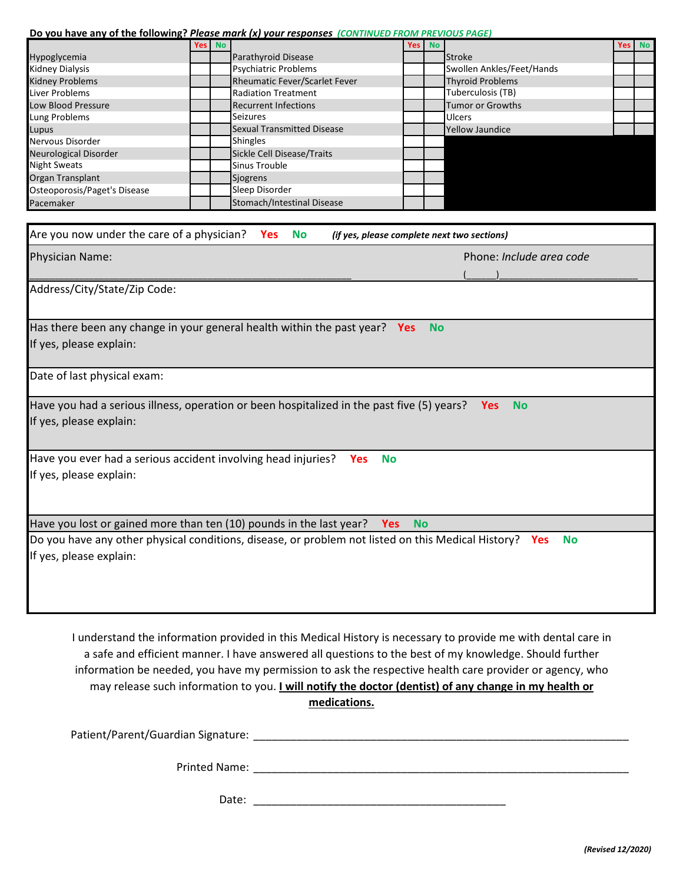**Do you have any of the following? *Please mark (x) your responses* *(CONTINUED FROM PREVIOUS PAGE)***

| | Yes | No | | Yes | No | | Yes | No |
|---|---|---|---|---|---|---|---|---|
| Hypoglycemia | | | Parathyroid Disease | | | Stroke | | |
| Kidney Dialysis | | | Psychiatric Problems | | | Swollen Ankles/Feet/Hands | | |
| Kidney Problems | | | Rheumatic Fever/Scarlet Fever | | | Thyroid Problems | | |
| Liver Problems | | | Radiation Treatment | | | Tuberculosis (TB) | | |
| Low Blood Pressure | | | Recurrent Infections | | | Tumor or Growths | | |
| Lung Problems | | | Seizures | | | Ulcers | | |
| Lupus | | | Sexual Transmitted Disease | | | Yellow Jaundice | | |
| Nervous Disorder | | | Shingles | | | | | |
| Neurological Disorder | | | Sickle Cell Disease/Traits | | | | | |
| Night Sweats | | | Sinus Trouble | | | | | |
| Organ Transplant | | | Sjogrens | | | | | |
| Osteoporosis/Paget's Disease | | | Sleep Disorder | | | | | |
| Pacemaker | | | Stomach/Intestinal Disease | | | | | |

Are you now under the care of a physician? **Yes** **No** ***(if yes, please complete next two sections)***

Physician Name: ______________________________ Phone: *Include area code* (_____)______________________

Address/City/State/Zip Code:

Has there been any change in your general health within the past year? **Yes** **No**
If yes, please explain:

Date of last physical exam:

Have you had a serious illness, operation or been hospitalized in the past five (5) years? **Yes** **No**
If yes, please explain:

Have you ever had a serious accident involving head injuries? **Yes** **No**
If yes, please explain:

Have you lost or gained more than ten (10) pounds in the last year? **Yes** **No**

Do you have any other physical conditions, disease, or problem not listed on this Medical History? **Yes** **No**
If yes, please explain:

I understand the information provided in this Medical History is necessary to provide me with dental care in a safe and efficient manner. I have answered all questions to the best of my knowledge. Should further information be needed, you have my permission to ask the respective health care provider or agency, who may release such information to you. **I will notify the doctor (dentist) of any change in my health or medications.**

Patient/Parent/Guardian Signature: ____________________________________________

Printed Name: ____________________________________________

Date: ______________________________

***(Revised 12/2020)***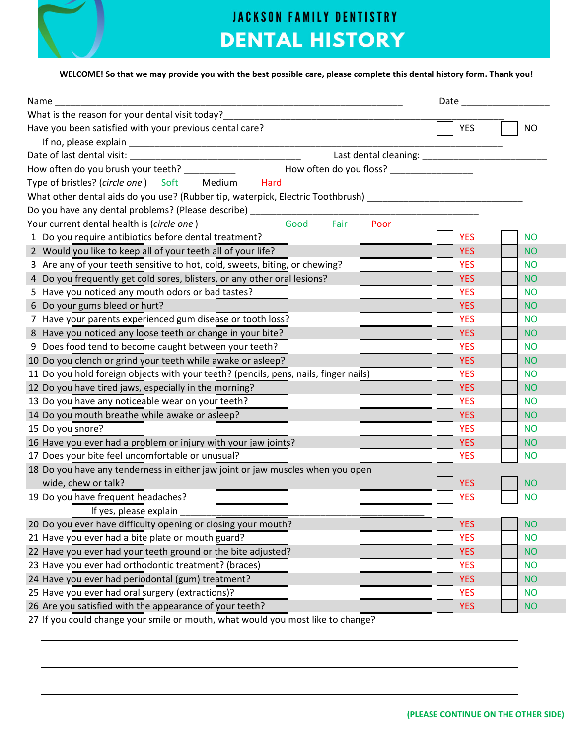JACKSON FAMILY DENTISTRY

# DENTAL HISTORY

**WELCOME! So that we may provide you with the best possible care, please complete this dental history form. Thank you!**

Name ________________________________________________ Date ______________

What is the reason for your dental visit today?________________________________________

Have you been satisfied with your previous dental care? ☐ YES ☐ NO

If no, please explain ________________________________________________

Date of last dental visit: ______________________ Last dental cleaning: ________________

How often do you brush your teeth? __________ How often do you floss? _______________

Type of bristles? (*circle one*) Soft Medium Hard

What other dental aids do you use? (Rubber tip, waterpick, Electric Toothbrush) ______________________

Do you have any dental problems? (Please describe) ________________________________

Your current dental health is (*circle one*) Good Fair Poor

| # | Question | YES | NO |
|---|---|---|---|
| 1 | Do you require antibiotics before dental treatment? | ☐ YES | ☐ NO |
| 2 | Would you like to keep all of your teeth all of your life? | ☐ YES | ☐ NO |
| 3 | Are any of your teeth sensitive to hot, cold, sweets, biting, or chewing? | ☐ YES | ☐ NO |
| 4 | Do you frequently get cold sores, blisters, or any other oral lesions? | ☐ YES | ☐ NO |
| 5 | Have you noticed any mouth odors or bad tastes? | ☐ YES | ☐ NO |
| 6 | Do your gums bleed or hurt? | ☐ YES | ☐ NO |
| 7 | Have your parents experienced gum disease or tooth loss? | ☐ YES | ☐ NO |
| 8 | Have you noticed any loose teeth or change in your bite? | ☐ YES | ☐ NO |
| 9 | Does food tend to become caught between your teeth? | ☐ YES | ☐ NO |
| 10 | Do you clench or grind your teeth while awake or asleep? | ☐ YES | ☐ NO |
| 11 | Do you hold foreign objects with your teeth? (pencils, pens, nails, finger nails) | ☐ YES | ☐ NO |
| 12 | Do you have tired jaws, especially in the morning? | ☐ YES | ☐ NO |
| 13 | Do you have any noticeable wear on your teeth? | ☐ YES | ☐ NO |
| 14 | Do you mouth breathe while awake or asleep? | ☐ YES | ☐ NO |
| 15 | Do you snore? | ☐ YES | ☐ NO |
| 16 | Have you ever had a problem or injury with your jaw joints? | ☐ YES | ☐ NO |
| 17 | Does your bite feel uncomfortable or unusual? | ☐ YES | ☐ NO |
| 18 | Do you have any tenderness in either jaw joint or jaw muscles when you open wide, chew or talk? | ☐ YES | ☐ NO |
| 19 | Do you have frequent headaches? If yes, please explain ______________________ | ☐ YES | ☐ NO |
| 20 | Do you ever have difficulty opening or closing your mouth? | ☐ YES | ☐ NO |
| 21 | Have you ever had a bite plate or mouth guard? | ☐ YES | ☐ NO |
| 22 | Have you ever had your teeth ground or the bite adjusted? | ☐ YES | ☐ NO |
| 23 | Have you ever had orthodontic treatment? (braces) | ☐ YES | ☐ NO |
| 24 | Have you ever had periodontal (gum) treatment? | ☐ YES | ☐ NO |
| 25 | Have you ever had oral surgery (extractions)? | ☐ YES | ☐ NO |
| 26 | Are you satisfied with the appearance of your teeth? | ☐ YES | ☐ NO |

27 If you could change your smile or mouth, what would you most like to change?

________________________________________________________________

________________________________________________________________

________________________________________________________________

**(PLEASE CONTINUE ON THE OTHER SIDE)**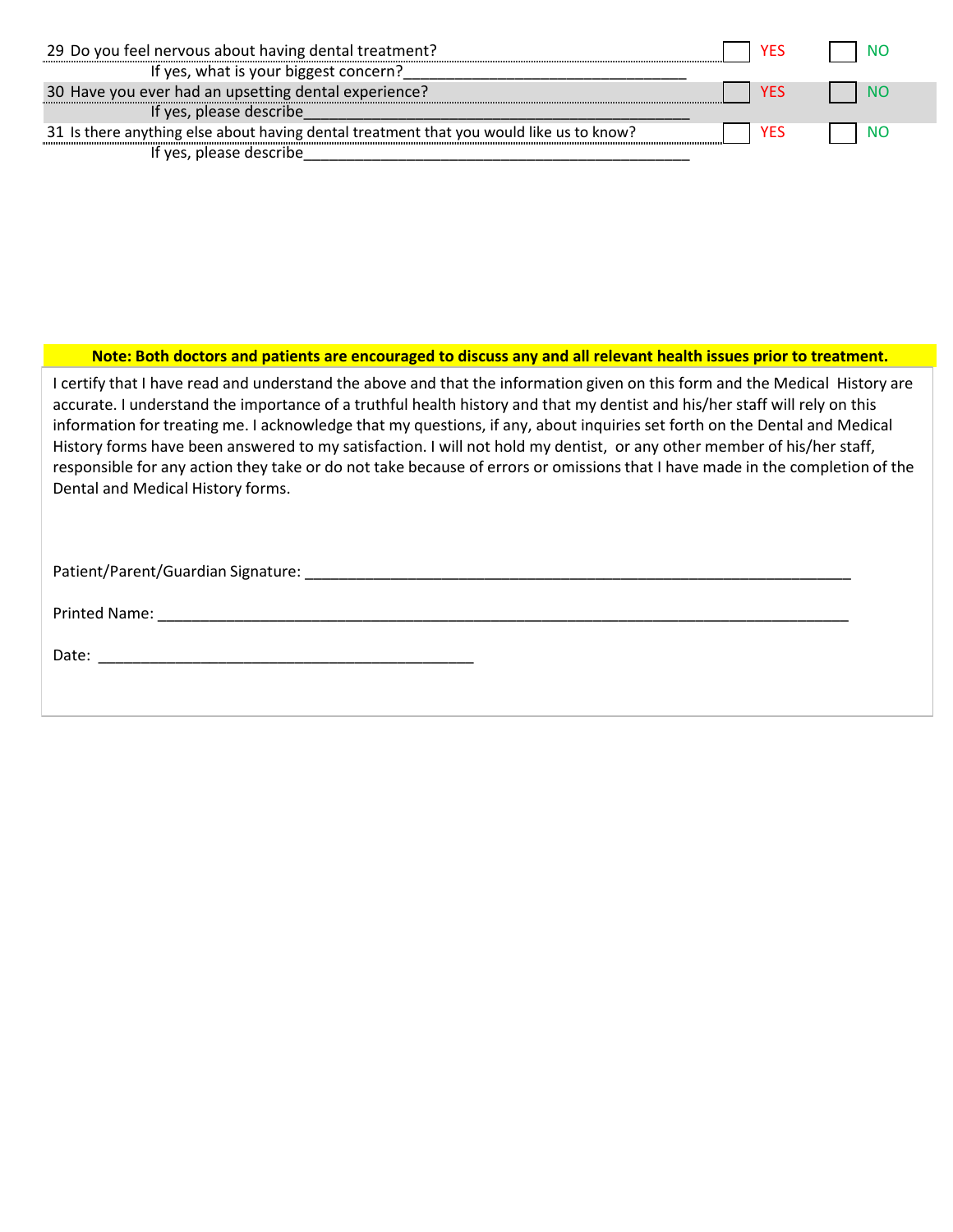| | | |
|---|---|---|
| 29 Do you feel nervous about having dental treatment?<br>If yes, what is your biggest concern?_________________________________ | ☐ YES | ☐ NO |
| 30 Have you ever had an upsetting dental experience?<br>If yes, please describe_____________________________________________ | ☐ YES | ☐ NO |
| 31 Is there anything else about having dental treatment that you would like us to know?<br>If yes, please describe_____________________________________________ | ☐ YES | ☐ NO |

**Note: Both doctors and patients are encouraged to discuss any and all relevant health issues prior to treatment.**

I certify that I have read and understand the above and that the information given on this form and the Medical History are accurate. I understand the importance of a truthful health history and that my dentist and his/her staff will rely on this information for treating me. I acknowledge that my questions, if any, about inquiries set forth on the Dental and Medical History forms have been answered to my satisfaction. I will not hold my dentist, or any other member of his/her staff, responsible for any action they take or do not take because of errors or omissions that I have made in the completion of the Dental and Medical History forms.

Patient/Parent/Guardian Signature: _______________________________________________________________

Printed Name: ___________________________________________________________________________

Date: ____________________________________________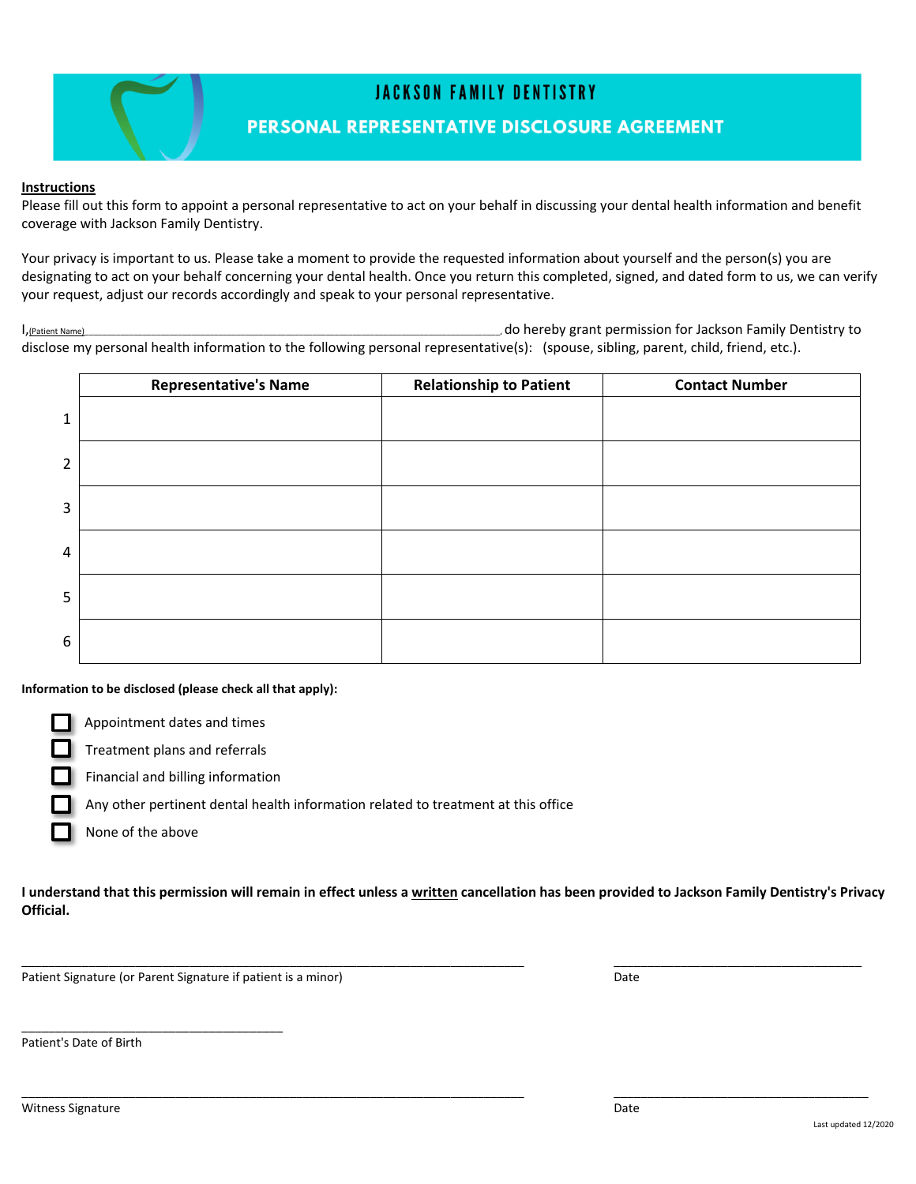# JACKSON FAMILY DENTISTRY

## PERSONAL REPRESENTATIVE DISCLOSURE AGREEMENT

**Instructions**

Please fill out this form to appoint a personal representative to act on your behalf in discussing your dental health information and benefit coverage with Jackson Family Dentistry.

Your privacy is important to us. Please take a moment to provide the requested information about yourself and the person(s) you are designating to act on your behalf concerning your dental health. Once you return this completed, signed, and dated form to us, we can verify your request, adjust our records accordingly and speak to your personal representative.

I, (Patient Name)________________________________________________________________, do hereby grant permission for Jackson Family Dentistry to disclose my personal health information to the following personal representative(s): (spouse, sibling, parent, child, friend, etc.).

| | Representative's Name | Relationship to Patient | Contact Number |
|---|---|---|---|
| 1 | | | |
| 2 | | | |
| 3 | | | |
| 4 | | | |
| 5 | | | |
| 6 | | | |

**Information to be disclosed (please check all that apply):**

- ☐ Appointment dates and times
- ☐ Treatment plans and referrals
- ☐ Financial and billing information
- ☐ Any other pertinent dental health information related to treatment at this office
- ☐ None of the above

**I understand that this permission will remain in effect unless a written cancellation has been provided to Jackson Family Dentistry's Privacy Official.**

______________________________________________________________________ ______________________________________
Patient Signature (or Parent Signature if patient is a minor) Date

____________________________________
Patient's Date of Birth

______________________________________________________________________ ______________________________________
Witness Signature Date

Last updated 12/2020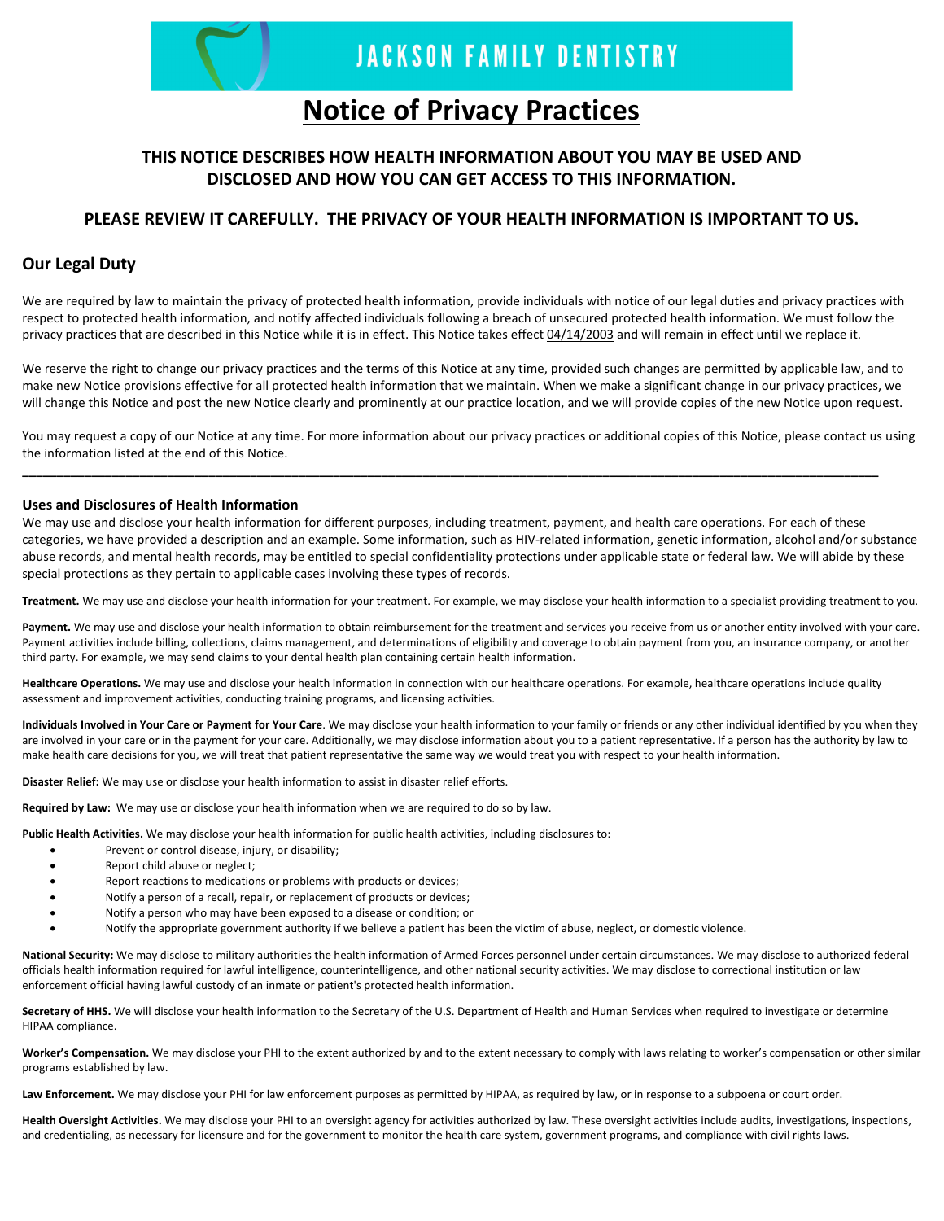# JACKSON FAMILY DENTISTRY

# Notice of Privacy Practices

**THIS NOTICE DESCRIBES HOW HEALTH INFORMATION ABOUT YOU MAY BE USED AND DISCLOSED AND HOW YOU CAN GET ACCESS TO THIS INFORMATION.**

**PLEASE REVIEW IT CAREFULLY. THE PRIVACY OF YOUR HEALTH INFORMATION IS IMPORTANT TO US.**

## Our Legal Duty

We are required by law to maintain the privacy of protected health information, provide individuals with notice of our legal duties and privacy practices with respect to protected health information, and notify affected individuals following a breach of unsecured protected health information. We must follow the privacy practices that are described in this Notice while it is in effect. This Notice takes effect 04/14/2003 and will remain in effect until we replace it.

We reserve the right to change our privacy practices and the terms of this Notice at any time, provided such changes are permitted by applicable law, and to make new Notice provisions effective for all protected health information that we maintain. When we make a significant change in our privacy practices, we will change this Notice and post the new Notice clearly and prominently at our practice location, and we will provide copies of the new Notice upon request.

You may request a copy of our Notice at any time. For more information about our privacy practices or additional copies of this Notice, please contact us using the information listed at the end of this Notice.

---

### Uses and Disclosures of Health Information

We may use and disclose your health information for different purposes, including treatment, payment, and health care operations. For each of these categories, we have provided a description and an example. Some information, such as HIV-related information, genetic information, alcohol and/or substance abuse records, and mental health records, may be entitled to special confidentiality protections under applicable state or federal law. We will abide by these special protections as they pertain to applicable cases involving these types of records.

**Treatment.** We may use and disclose your health information for your treatment. For example, we may disclose your health information to a specialist providing treatment to you.

**Payment.** We may use and disclose your health information to obtain reimbursement for the treatment and services you receive from us or another entity involved with your care. Payment activities include billing, collections, claims management, and determinations of eligibility and coverage to obtain payment from you, an insurance company, or another third party. For example, we may send claims to your dental health plan containing certain health information.

**Healthcare Operations.** We may use and disclose your health information in connection with our healthcare operations. For example, healthcare operations include quality assessment and improvement activities, conducting training programs, and licensing activities.

**Individuals Involved in Your Care or Payment for Your Care**. We may disclose your health information to your family or friends or any other individual identified by you when they are involved in your care or in the payment for your care. Additionally, we may disclose information about you to a patient representative. If a person has the authority by law to make health care decisions for you, we will treat that patient representative the same way we would treat you with respect to your health information.

**Disaster Relief:** We may use or disclose your health information to assist in disaster relief efforts.

**Required by Law:** We may use or disclose your health information when we are required to do so by law.

**Public Health Activities.** We may disclose your health information for public health activities, including disclosures to:

- Prevent or control disease, injury, or disability;
- Report child abuse or neglect;
- Report reactions to medications or problems with products or devices;
- Notify a person of a recall, repair, or replacement of products or devices;
- Notify a person who may have been exposed to a disease or condition; or
- Notify the appropriate government authority if we believe a patient has been the victim of abuse, neglect, or domestic violence.

**National Security:** We may disclose to military authorities the health information of Armed Forces personnel under certain circumstances. We may disclose to authorized federal officials health information required for lawful intelligence, counterintelligence, and other national security activities. We may disclose to correctional institution or law enforcement official having lawful custody of an inmate or patient's protected health information.

**Secretary of HHS.** We will disclose your health information to the Secretary of the U.S. Department of Health and Human Services when required to investigate or determine HIPAA compliance.

**Worker's Compensation.** We may disclose your PHI to the extent authorized by and to the extent necessary to comply with laws relating to worker's compensation or other similar programs established by law.

**Law Enforcement.** We may disclose your PHI for law enforcement purposes as permitted by HIPAA, as required by law, or in response to a subpoena or court order.

**Health Oversight Activities.** We may disclose your PHI to an oversight agency for activities authorized by law. These oversight activities include audits, investigations, inspections, and credentialing, as necessary for licensure and for the government to monitor the health care system, government programs, and compliance with civil rights laws.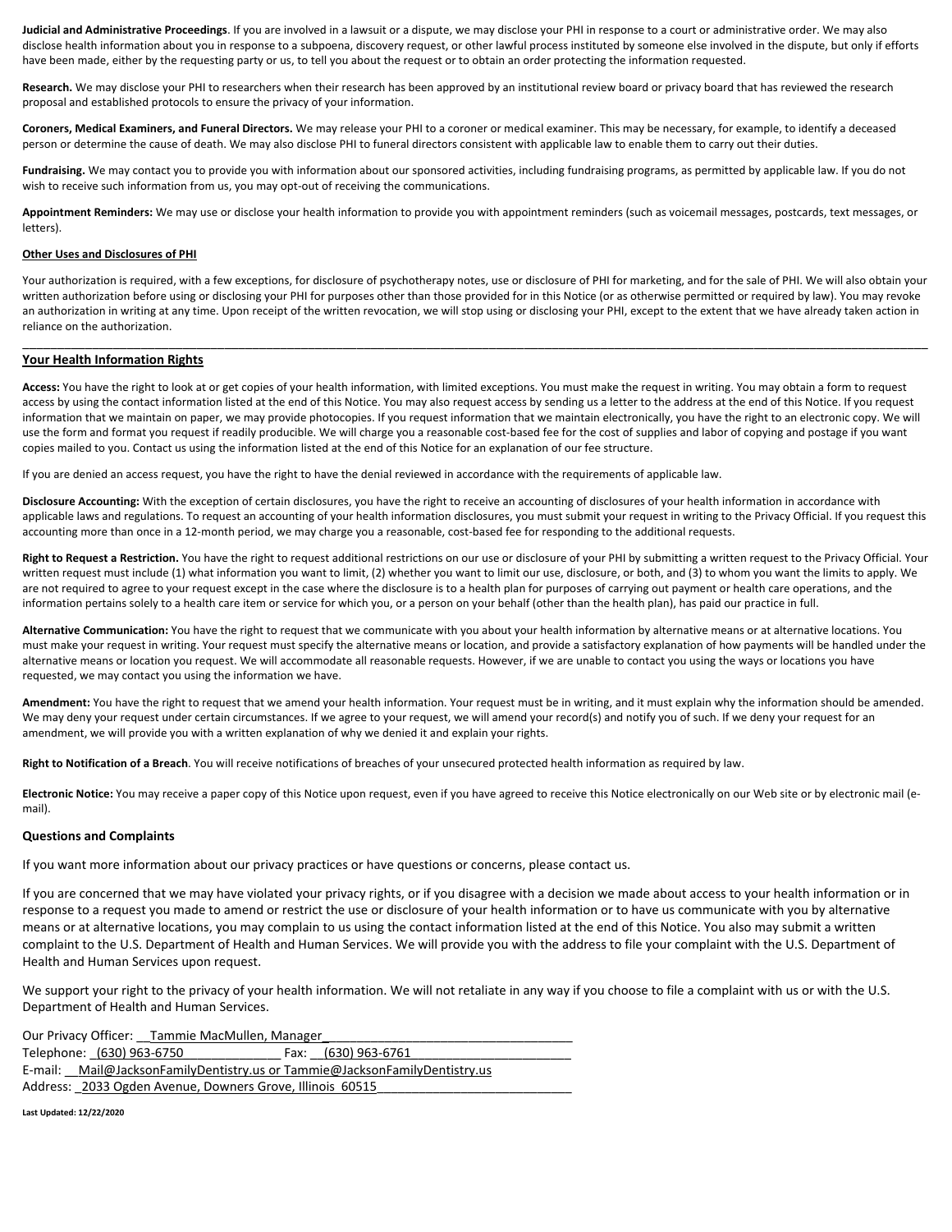**Judicial and Administrative Proceedings**. If you are involved in a lawsuit or a dispute, we may disclose your PHI in response to a court or administrative order. We may also disclose health information about you in response to a subpoena, discovery request, or other lawful process instituted by someone else involved in the dispute, but only if efforts have been made, either by the requesting party or us, to tell you about the request or to obtain an order protecting the information requested.

**Research.** We may disclose your PHI to researchers when their research has been approved by an institutional review board or privacy board that has reviewed the research proposal and established protocols to ensure the privacy of your information.

**Coroners, Medical Examiners, and Funeral Directors.** We may release your PHI to a coroner or medical examiner. This may be necessary, for example, to identify a deceased person or determine the cause of death. We may also disclose PHI to funeral directors consistent with applicable law to enable them to carry out their duties.

**Fundraising.** We may contact you to provide you with information about our sponsored activities, including fundraising programs, as permitted by applicable law. If you do not wish to receive such information from us, you may opt-out of receiving the communications.

**Appointment Reminders:** We may use or disclose your health information to provide you with appointment reminders (such as voicemail messages, postcards, text messages, or letters).

**Other Uses and Disclosures of PHI**

Your authorization is required, with a few exceptions, for disclosure of psychotherapy notes, use or disclosure of PHI for marketing, and for the sale of PHI. We will also obtain your written authorization before using or disclosing your PHI for purposes other than those provided for in this Notice (or as otherwise permitted or required by law). You may revoke an authorization in writing at any time. Upon receipt of the written revocation, we will stop using or disclosing your PHI, except to the extent that we have already taken action in reliance on the authorization.

---

## Your Health Information Rights

**Access:** You have the right to look at or get copies of your health information, with limited exceptions. You must make the request in writing. You may obtain a form to request access by using the contact information listed at the end of this Notice. You may also request access by sending us a letter to the address at the end of this Notice. If you request information that we maintain on paper, we may provide photocopies. If you request information that we maintain electronically, you have the right to an electronic copy. We will use the form and format you request if readily producible. We will charge you a reasonable cost-based fee for the cost of supplies and labor of copying and postage if you want copies mailed to you. Contact us using the information listed at the end of this Notice for an explanation of our fee structure.

If you are denied an access request, you have the right to have the denial reviewed in accordance with the requirements of applicable law.

**Disclosure Accounting:** With the exception of certain disclosures, you have the right to receive an accounting of disclosures of your health information in accordance with applicable laws and regulations. To request an accounting of your health information disclosures, you must submit your request in writing to the Privacy Official. If you request this accounting more than once in a 12-month period, we may charge you a reasonable, cost-based fee for responding to the additional requests.

**Right to Request a Restriction.** You have the right to request additional restrictions on our use or disclosure of your PHI by submitting a written request to the Privacy Official. Your written request must include (1) what information you want to limit, (2) whether you want to limit our use, disclosure, or both, and (3) to whom you want the limits to apply. We are not required to agree to your request except in the case where the disclosure is to a health plan for purposes of carrying out payment or health care operations, and the information pertains solely to a health care item or service for which you, or a person on your behalf (other than the health plan), has paid our practice in full.

**Alternative Communication:** You have the right to request that we communicate with you about your health information by alternative means or at alternative locations. You must make your request in writing. Your request must specify the alternative means or location, and provide a satisfactory explanation of how payments will be handled under the alternative means or location you request. We will accommodate all reasonable requests. However, if we are unable to contact you using the ways or locations you have requested, we may contact you using the information we have.

**Amendment:** You have the right to request that we amend your health information. Your request must be in writing, and it must explain why the information should be amended. We may deny your request under certain circumstances. If we agree to your request, we will amend your record(s) and notify you of such. If we deny your request for an amendment, we will provide you with a written explanation of why we denied it and explain your rights.

**Right to Notification of a Breach**. You will receive notifications of breaches of your unsecured protected health information as required by law.

**Electronic Notice:** You may receive a paper copy of this Notice upon request, even if you have agreed to receive this Notice electronically on our Web site or by electronic mail (e-mail).

### Questions and Complaints

If you want more information about our privacy practices or have questions or concerns, please contact us.

If you are concerned that we may have violated your privacy rights, or if you disagree with a decision we made about access to your health information or in response to a request you made to amend or restrict the use or disclosure of your health information or to have us communicate with you by alternative means or at alternative locations, you may complain to us using the contact information listed at the end of this Notice. You also may submit a written complaint to the U.S. Department of Health and Human Services. We will provide you with the address to file your complaint with the U.S. Department of Health and Human Services upon request.

We support your right to the privacy of your health information. We will not retaliate in any way if you choose to file a complaint with us or with the U.S. Department of Health and Human Services.

Our Privacy Officer: Tammie MacMullen, Manager
Telephone: (630) 963-6750 Fax: (630) 963-6761
E-mail: Mail@JacksonFamilyDentistry.us or Tammie@JacksonFamilyDentistry.us
Address: 2033 Ogden Avenue, Downers Grove, Illinois 60515

**Last Updated: 12/22/2020**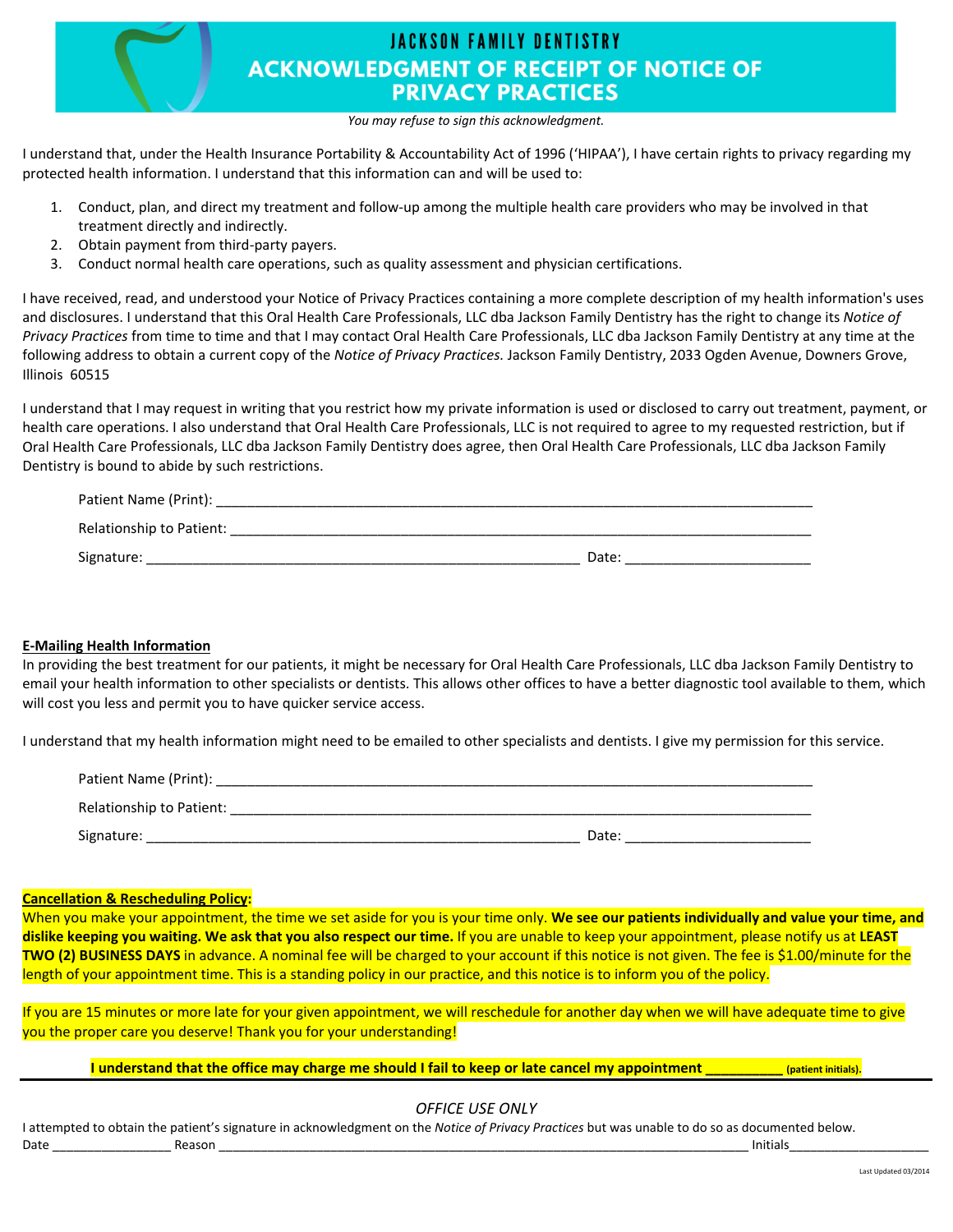# JACKSON FAMILY DENTISTRY

# ACKNOWLEDGMENT OF RECEIPT OF NOTICE OF PRIVACY PRACTICES

*You may refuse to sign this acknowledgment.*

I understand that, under the Health Insurance Portability & Accountability Act of 1996 ('HIPAA'), I have certain rights to privacy regarding my protected health information. I understand that this information can and will be used to:

1. Conduct, plan, and direct my treatment and follow-up among the multiple health care providers who may be involved in that treatment directly and indirectly.
2. Obtain payment from third-party payers.
3. Conduct normal health care operations, such as quality assessment and physician certifications.

I have received, read, and understood your Notice of Privacy Practices containing a more complete description of my health information's uses and disclosures. I understand that this Oral Health Care Professionals, LLC dba Jackson Family Dentistry has the right to change its *Notice of Privacy Practices* from time to time and that I may contact Oral Health Care Professionals, LLC dba Jackson Family Dentistry at any time at the following address to obtain a current copy of the *Notice of Privacy Practices.* Jackson Family Dentistry, 2033 Ogden Avenue, Downers Grove, Illinois 60515

I understand that I may request in writing that you restrict how my private information is used or disclosed to carry out treatment, payment, or health care operations. I also understand that Oral Health Care Professionals, LLC is not required to agree to my requested restriction, but if Oral Health Care Professionals, LLC dba Jackson Family Dentistry does agree, then Oral Health Care Professionals, LLC dba Jackson Family Dentistry is bound to abide by such restrictions.

Patient Name (Print): ______________________________________________

Relationship to Patient: ______________________________________________

Signature: ______________________________________ Date: ____________________

**E-Mailing Health Information**

In providing the best treatment for our patients, it might be necessary for Oral Health Care Professionals, LLC dba Jackson Family Dentistry to email your health information to other specialists or dentists. This allows other offices to have a better diagnostic tool available to them, which will cost you less and permit you to have quicker service access.

I understand that my health information might need to be emailed to other specialists and dentists. I give my permission for this service.

Patient Name (Print): ______________________________________________

Relationship to Patient: ______________________________________________

Signature: ______________________________________ Date: ____________________

**Cancellation & Rescheduling Policy:**

When you make your appointment, the time we set aside for you is your time only. **We see our patients individually and value your time, and dislike keeping you waiting. We ask that you also respect our time.** If you are unable to keep your appointment, please notify us at **LEAST TWO (2) BUSINESS DAYS** in advance. A nominal fee will be charged to your account if this notice is not given. The fee is $1.00/minute for the length of your appointment time. This is a standing policy in our practice, and this notice is to inform you of the policy.

If you are 15 minutes or more late for your given appointment, we will reschedule for another day when we will have adequate time to give you the proper care you deserve! Thank you for your understanding!

**I understand that the office may charge me should I fail to keep or late cancel my appointment __________ (patient initials).**

*OFFICE USE ONLY*

I attempted to obtain the patient's signature in acknowledgment on the *Notice of Privacy Practices* but was unable to do so as documented below.

Date ________________ Reason ______________________________________________ Initials____________________

Last Updated 03/2014